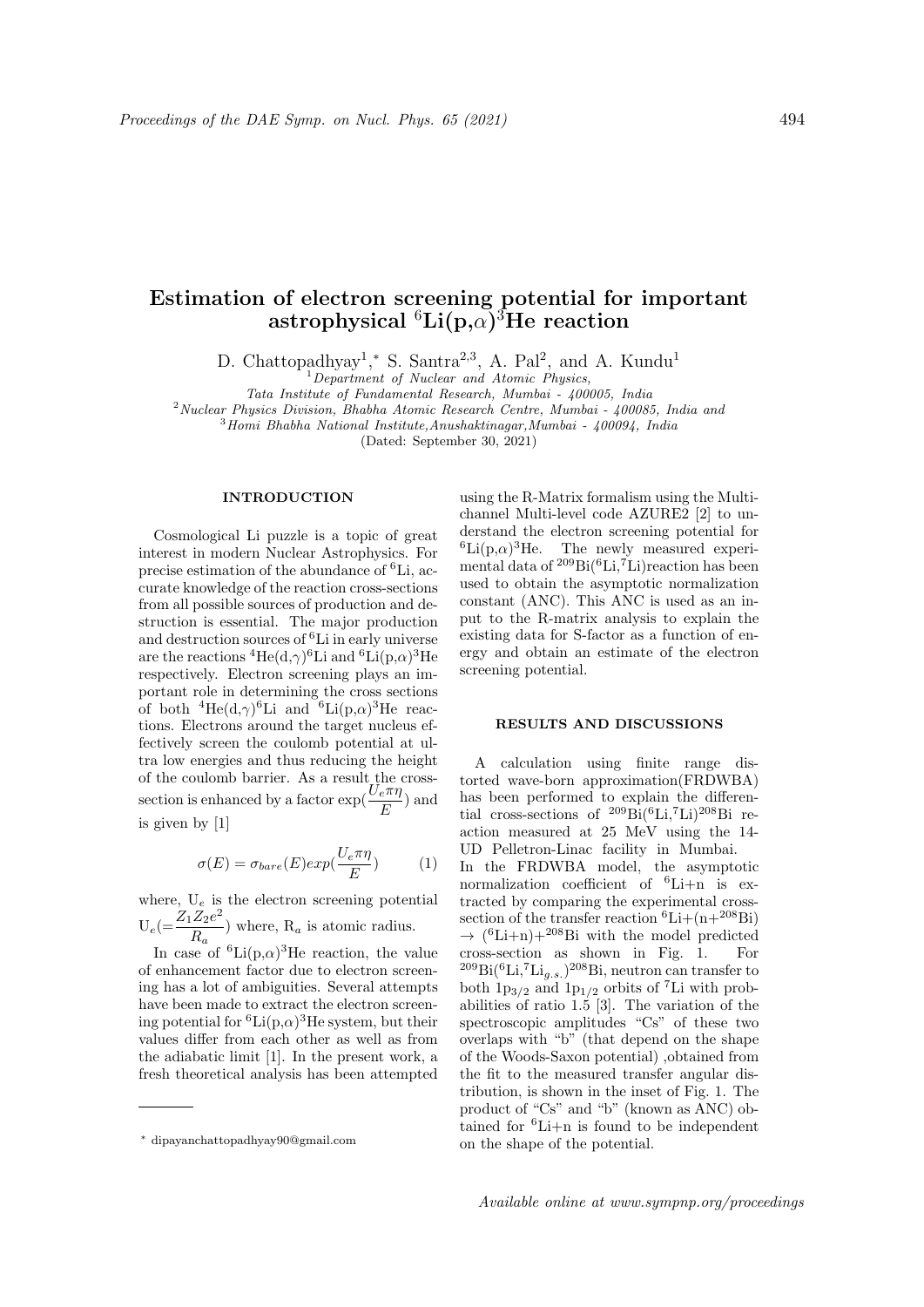# Estimation of electron screening potential for important astrophysical $^6$Li(p,$\alpha$)$^3$He reaction

D. Chattopadhyay[1,*], S. Santra[2,3], A. Pal[2], and A. Kundu[1]

[1] *Department of Nuclear and Atomic Physics, Tata Institute of Fundamental Research, Mumbai - 400005, India*
[2] *Nuclear Physics Division, Bhabha Atomic Research Centre, Mumbai - 400085, India and*
[3] *Homi Bhabha National Institute,Anushaktinagar,Mumbai - 400094, India*

(Dated: September 30, 2021)

## INTRODUCTION

Cosmological Li puzzle is a topic of great interest in modern Nuclear Astrophysics. For precise estimation of the abundance of $^6$Li, accurate knowledge of the reaction cross-sections from all possible sources of production and destruction is essential. The major production and destruction sources of $^6$Li in early universe are the reactions $^4$He(d,$\gamma$)$^6$Li and $^6$Li(p,$\alpha$)$^3$He respectively. Electron screening plays an important role in determining the cross sections of both $^4$He(d,$\gamma$)$^6$Li and $^6$Li(p,$\alpha$)$^3$He reactions. Electrons around the target nucleus effectively screen the coulomb potential at ultra low energies and thus reducing the height of the coulomb barrier. As a result the cross-section is enhanced by a factor $\exp(\frac{U_e \pi \eta}{E})$ and is given by [1]

$$\sigma(E) = \sigma_{bare}(E) exp(\frac{U_e \pi \eta}{E}) \qquad (1)$$

where, $U_e$ is the electron screening potential $U_e(=\frac{Z_1 Z_2 e^2}{R_a})$ where, $R_a$ is atomic radius.

In case of $^6$Li(p,$\alpha$)$^3$He reaction, the value of enhancement factor due to electron screening has a lot of ambiguities. Several attempts have been made to extract the electron screening potential for $^6$Li(p,$\alpha$)$^3$He system, but their values differ from each other as well as from the adiabatic limit [1]. In the present work, a fresh theoretical analysis has been attempted using the R-Matrix formalism using the Multi-channel Multi-level code AZURE2 [2] to understand the electron screening potential for $^6$Li(p,$\alpha$)$^3$He. The newly measured experimental data of $^{209}$Bi($^6$Li,$^7$Li)reaction has been used to obtain the asymptotic normalization constant (ANC). This ANC is used as an input to the R-matrix analysis to explain the existing data for S-factor as a function of energy and obtain an estimate of the electron screening potential.

## RESULTS AND DISCUSSIONS

A calculation using finite range distorted wave-born approximation(FRDWBA) has been performed to explain the differential cross-sections of $^{209}$Bi($^6$Li,$^7$Li)$^{208}$Bi reaction measured at 25 MeV using the 14-UD Pelletron-Linac facility in Mumbai.

In the FRDWBA model, the asymptotic normalization coefficient of $^6$Li+n is extracted by comparing the experimental cross-section of the transfer reaction $^6$Li+(n+$^{208}$Bi) $\rightarrow$ ($^6$Li+n)+$^{208}$Bi with the model predicted cross-section as shown in Fig. 1. For $^{209}$Bi($^6$Li,$^7$Li$_{g.s.}$)$^{208}$Bi, neutron can transfer to both 1p$_{3/2}$ and 1p$_{1/2}$ orbits of $^7$Li with probabilities of ratio 1.5 [3]. The variation of the spectroscopic amplitudes "Cs" of these two overlaps with "b" (that depend on the shape of the Woods-Saxon potential) ,obtained from the fit to the measured transfer angular distribution, is shown in the inset of Fig. 1. The product of "Cs" and "b" (known as ANC) obtained for $^6$Li+n is found to be independent on the shape of the potential.

---

* dipayanchattopadhyay90@gmail.com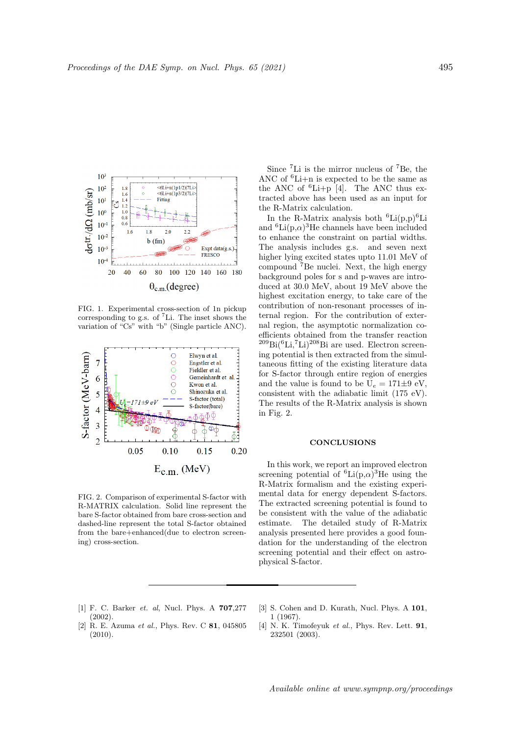$10^3$
$10^2$
$10^1$
$10^0$
$10^{-1}$
$10^{-2}$
$10^{-3}$
$10^{-4}$
$d\sigma tr./d\Omega$ (mb/sr)
20 40 60 80 100 120 140 160 180
$\theta_{c.m.}$(degree)
Expt data(g.s.)
FRESCO
Cs
1.8
1.6
1.4
1.2
1.0
0.8
0.6
1.6 1.8 2.0 2.2
b (fm)
<6Li+n(1p1/2)|7Li>
<6Li+n(1p3/2)|7Li>
Fitting

FIG. 1. Experimental cross-section of 1n pickup corresponding to g.s. of $^7$Li. The inset shows the variation of "Cs" with "b" (Single particle ANC).

S-factor (MeV-barn)
7
6
5
4
3
2
0.05 0.10 0.15 0.20
$E_{c.m.}$ (MeV)
Elwyn et al.
Engstler et al.
Fiedler et al.
Gemeinhardt et al.
Kwon et al.
Shinozuka et al.
S-factor (total)
S-factor(bare)
$U_e$=171±9 eV

FIG. 2. Comparison of experimental S-factor with R-MATRIX calculation. Solid line represent the bare S-factor obtained from bare cross-section and dashed-line represent the total S-factor obtained from the bare+enhanced(due to electron screening) cross-section.

Since $^7$Li is the mirror nucleus of $^7$Be, the ANC of $^6$Li+n is expected to be the same as the ANC of $^6$Li+p [4]. The ANC thus extracted above has been used as an input for the R-Matrix calculation.

In the R-Matrix analysis both $^6$Li(p,p)$^6$Li and $^6$Li(p,$\alpha$)$^3$He channels have been included to enhance the constraint on partial widths. The analysis includes g.s. and seven next higher lying excited states upto 11.01 MeV of compound $^7$Be nuclei. Next, the high energy background poles for s and p-waves are introduced at 30.0 MeV, about 19 MeV above the highest excitation energy, to take care of the contribution of non-resonant processes of internal region. For the contribution of external region, the asymptotic normalization coefficients obtained from the transfer reaction $^{209}$Bi($^6$Li,$^7$Li)$^{208}$Bi are used. Electron screening potential is then extracted from the simultaneous fitting of the existing literature data for S-factor through entire region of energies and the value is found to be $U_e$ = 171±9 eV, consistent with the adiabatic limit (175 eV). The results of the R-Matrix analysis is shown in Fig. 2.

## CONCLUSIONS

In this work, we report an improved electron screening potential of $^6$Li(p,$\alpha$)$^3$He using the R-Matrix formalism and the existing experimental data for energy dependent S-factors. The extracted screening potential is found to be consistent with the value of the adiabatic estimate. The detailed study of R-Matrix analysis presented here provides a good foundation for the understanding of the electron screening potential and their effect on astrophysical S-factor.

---

[1] F. C. Barker *et. al*, Nucl. Phys. A **707**,277 (2002).
[2] R. E. Azuma *et al.*, Phys. Rev. C **81**, 045805 (2010).
[3] S. Cohen and D. Kurath, Nucl. Phys. A **101**, 1 (1967).
[4] N. K. Timofeyuk *et al.*, Phys. Rev. Lett. **91**, 232501 (2003).